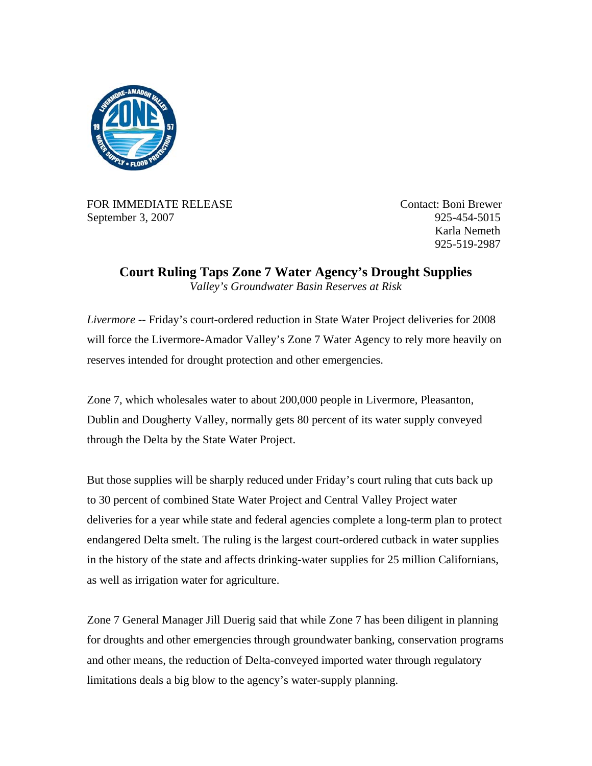FOR IMMEDIATE RELEASE
September 3, 2007

Contact: Boni Brewer
925-454-5015
Karla Nemeth
925-519-2987

# Court Ruling Taps Zone 7 Water Agency's Drought Supplies

*Valley's Groundwater Basin Reserves at Risk*

*Livermore* -- Friday's court-ordered reduction in State Water Project deliveries for 2008 will force the Livermore-Amador Valley's Zone 7 Water Agency to rely more heavily on reserves intended for drought protection and other emergencies.

Zone 7, which wholesales water to about 200,000 people in Livermore, Pleasanton, Dublin and Dougherty Valley, normally gets 80 percent of its water supply conveyed through the Delta by the State Water Project.

But those supplies will be sharply reduced under Friday's court ruling that cuts back up to 30 percent of combined State Water Project and Central Valley Project water deliveries for a year while state and federal agencies complete a long-term plan to protect endangered Delta smelt. The ruling is the largest court-ordered cutback in water supplies in the history of the state and affects drinking-water supplies for 25 million Californians, as well as irrigation water for agriculture.

Zone 7 General Manager Jill Duerig said that while Zone 7 has been diligent in planning for droughts and other emergencies through groundwater banking, conservation programs and other means, the reduction of Delta-conveyed imported water through regulatory limitations deals a big blow to the agency's water-supply planning.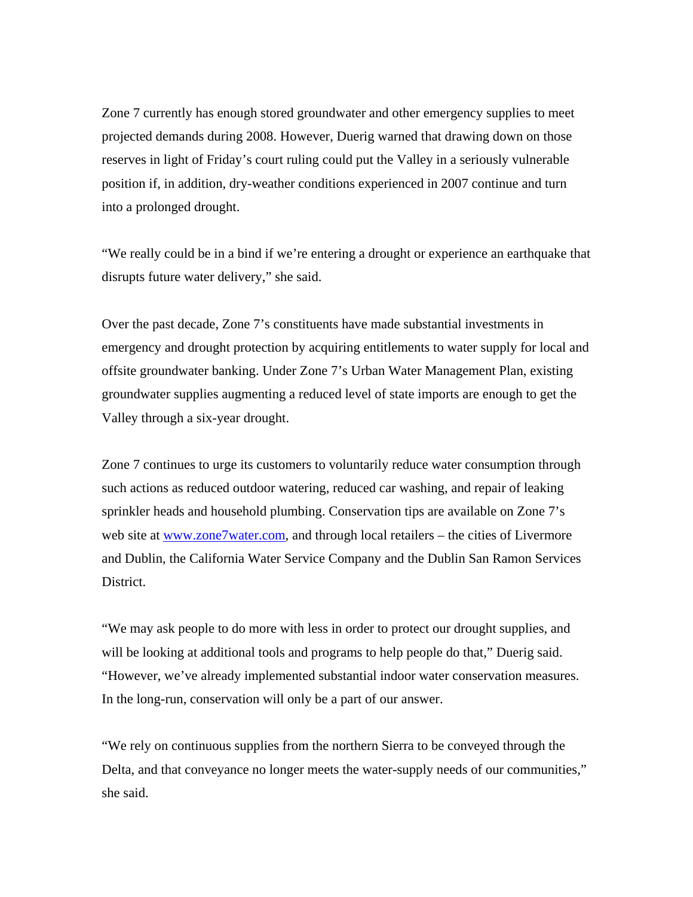Zone 7 currently has enough stored groundwater and other emergency supplies to meet projected demands during 2008. However, Duerig warned that drawing down on those reserves in light of Friday's court ruling could put the Valley in a seriously vulnerable position if, in addition, dry-weather conditions experienced in 2007 continue and turn into a prolonged drought.

"We really could be in a bind if we're entering a drought or experience an earthquake that disrupts future water delivery," she said.

Over the past decade, Zone 7's constituents have made substantial investments in emergency and drought protection by acquiring entitlements to water supply for local and offsite groundwater banking. Under Zone 7's Urban Water Management Plan, existing groundwater supplies augmenting a reduced level of state imports are enough to get the Valley through a six-year drought.

Zone 7 continues to urge its customers to voluntarily reduce water consumption through such actions as reduced outdoor watering, reduced car washing, and repair of leaking sprinkler heads and household plumbing. Conservation tips are available on Zone 7's web site at [www.zone7water.com](http://www.zone7water.com), and through local retailers – the cities of Livermore and Dublin, the California Water Service Company and the Dublin San Ramon Services District.

"We may ask people to do more with less in order to protect our drought supplies, and will be looking at additional tools and programs to help people do that," Duerig said. "However, we've already implemented substantial indoor water conservation measures. In the long-run, conservation will only be a part of our answer.

"We rely on continuous supplies from the northern Sierra to be conveyed through the Delta, and that conveyance no longer meets the water-supply needs of our communities," she said.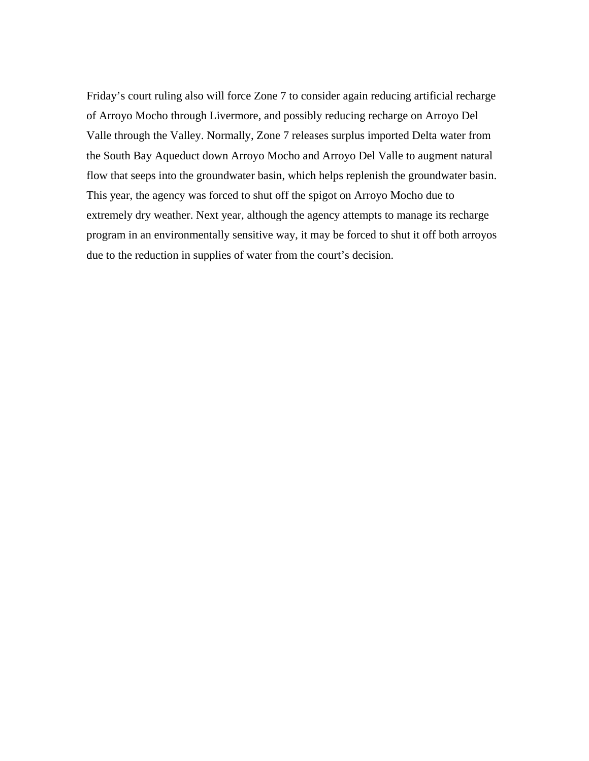Friday’s court ruling also will force Zone 7 to consider again reducing artificial recharge of Arroyo Mocho through Livermore, and possibly reducing recharge on Arroyo Del Valle through the Valley. Normally, Zone 7 releases surplus imported Delta water from the South Bay Aqueduct down Arroyo Mocho and Arroyo Del Valle to augment natural flow that seeps into the groundwater basin, which helps replenish the groundwater basin. This year, the agency was forced to shut off the spigot on Arroyo Mocho due to extremely dry weather. Next year, although the agency attempts to manage its recharge program in an environmentally sensitive way, it may be forced to shut it off both arroyos due to the reduction in supplies of water from the court’s decision.